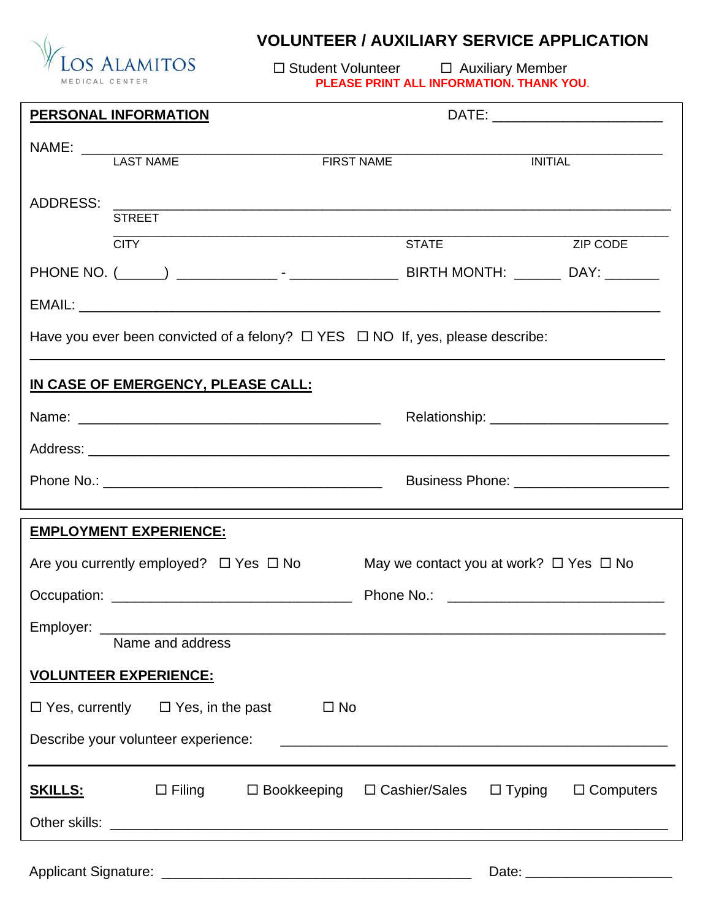LOS ALAMITOS
MEDICAL CENTER

# VOLUNTEER / AUXILIARY SERVICE APPLICATION

☐ Student Volunteer ☐ Auxiliary Member

**PLEASE PRINT ALL INFORMATION. THANK YOU.**

**PERSONAL INFORMATION** DATE: ____________________

NAME: ______________________________________________________________
LAST NAME FIRST NAME INITIAL

ADDRESS: ______________________________________________________________
STREET

______________________________________________________________
CITY STATE ZIP CODE

PHONE NO. (_____) ___________ - ____________ BIRTH MONTH: _____ DAY: ______

EMAIL: ______________________________________________________________

Have you ever been convicted of a felony? ☐ YES ☐ NO If, yes, please describe:

______________________________________________________________

**IN CASE OF EMERGENCY, PLEASE CALL:**

Name: ________________________________ Relationship: ____________________

Address: ______________________________________________________________

Phone No.: ______________________________ Business Phone: ________________

**EMPLOYMENT EXPERIENCE:**

Are you currently employed? ☐ Yes ☐ No May we contact you at work? ☐ Yes ☐ No

Occupation: ___________________________ Phone No.: ______________________

Employer: ______________________________________________________________
Name and address

**VOLUNTEER EXPERIENCE:**

☐ Yes, currently ☐ Yes, in the past ☐ No

Describe your volunteer experience: ______________________________________

**SKILLS:** ☐ Filing ☐ Bookkeeping ☐ Cashier/Sales ☐ Typing ☐ Computers

Other skills: ______________________________________________________________

Applicant Signature: ________________________________ Date: ________________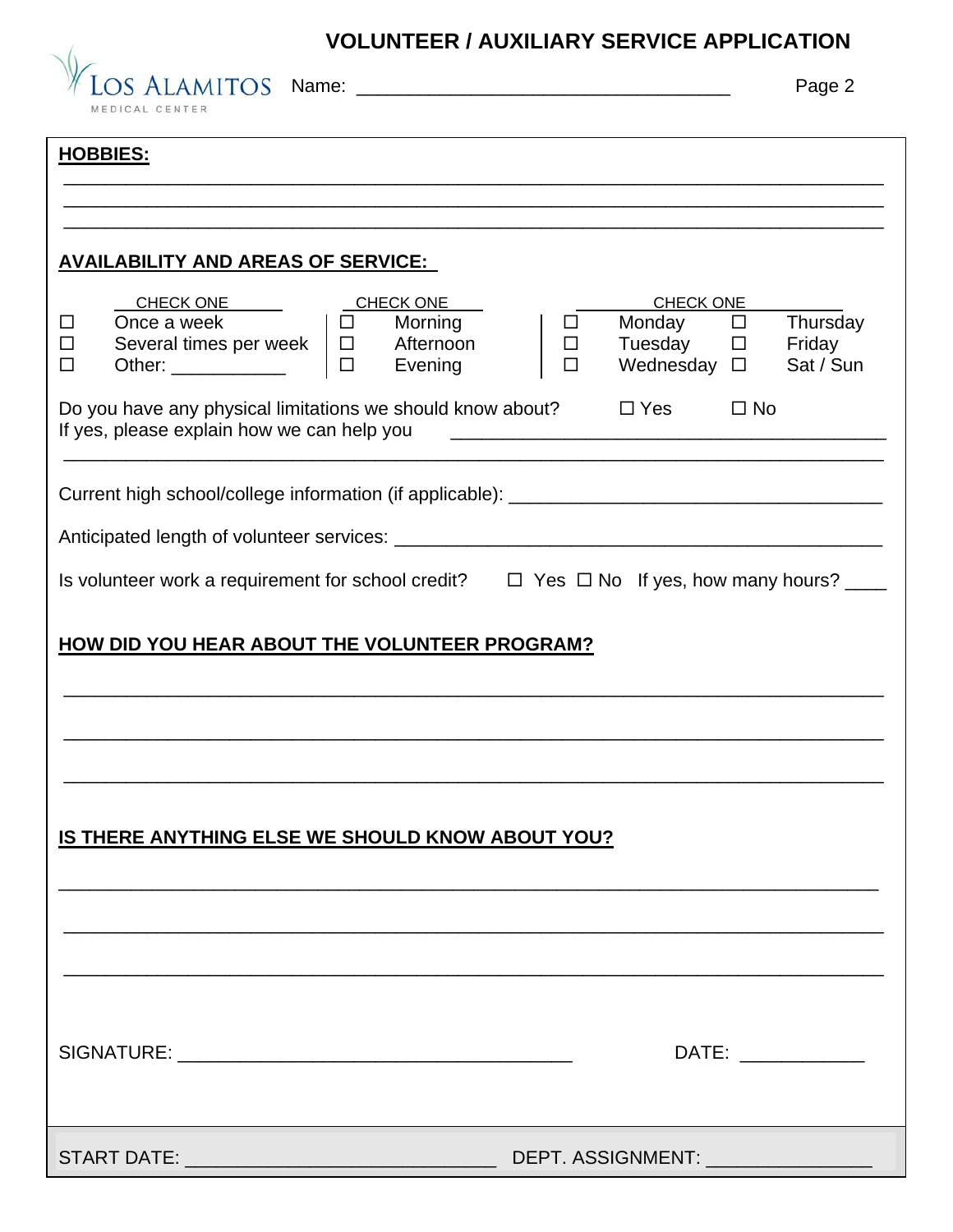# VOLUNTEER / AUXILIARY SERVICE APPLICATION

LOS ALAMITOS MEDICAL CENTER

Name: ___________________________________

**HOBBIES:**

___________________________________________________________________________

___________________________________________________________________________

___________________________________________________________________________

**AVAILABILITY AND AREAS OF SERVICE:**

| CHECK ONE | CHECK ONE | CHECK ONE | |
|---|---|---|---|
| ☐ Once a week | ☐ Morning | ☐ Monday | ☐ Thursday |
| ☐ Several times per week | ☐ Afternoon | ☐ Tuesday | ☐ Friday |
| ☐ Other: ___________ | ☐ Evening | ☐ Wednesday | ☐ Sat / Sun |

Do you have any physical limitations we should know about? ☐ Yes ☐ No

If yes, please explain how we can help you ___________________________________________

___________________________________________________________________________

Current high school/college information (if applicable): ___________________________________

Anticipated length of volunteer services: ______________________________________________

Is volunteer work a requirement for school credit? ☐ Yes ☐ No If yes, how many hours? ____

**HOW DID YOU HEAR ABOUT THE VOLUNTEER PROGRAM?**

___________________________________________________________________________

___________________________________________________________________________

___________________________________________________________________________

**IS THERE ANYTHING ELSE WE SHOULD KNOW ABOUT YOU?**

___________________________________________________________________________

___________________________________________________________________________

___________________________________________________________________________

SIGNATURE: _____________________________________ DATE: ___________

START DATE: ____________________________ DEPT. ASSIGNMENT: _______________